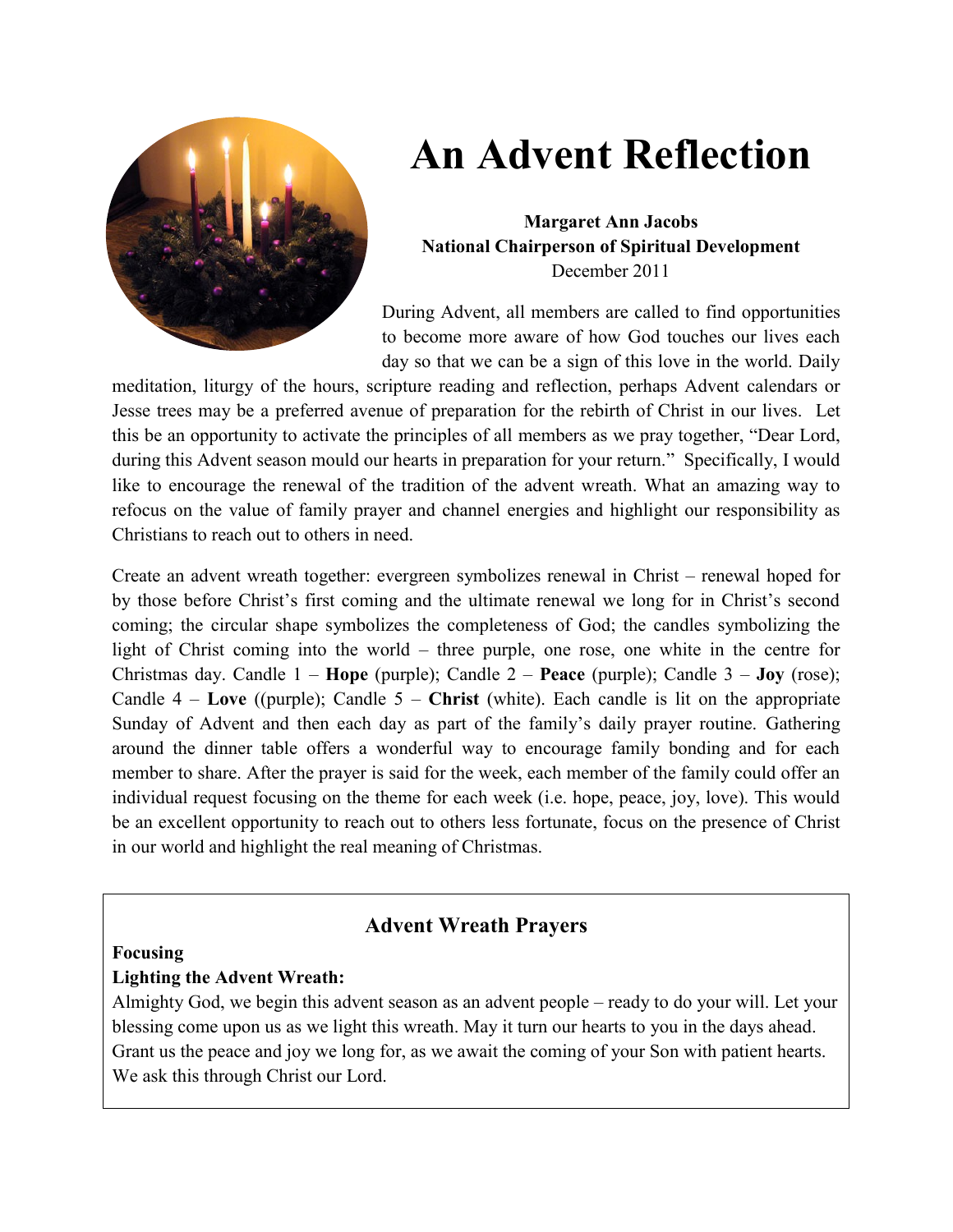# An Advent Reflection

**Margaret Ann Jacobs**
**National Chairperson of Spiritual Development**
December 2011

During Advent, all members are called to find opportunities to become more aware of how God touches our lives each day so that we can be a sign of this love in the world. Daily meditation, liturgy of the hours, scripture reading and reflection, perhaps Advent calendars or Jesse trees may be a preferred avenue of preparation for the rebirth of Christ in our lives. Let this be an opportunity to activate the principles of all members as we pray together, "Dear Lord, during this Advent season mould our hearts in preparation for your return." Specifically, I would like to encourage the renewal of the tradition of the advent wreath. What an amazing way to refocus on the value of family prayer and channel energies and highlight our responsibility as Christians to reach out to others in need.

Create an advent wreath together: evergreen symbolizes renewal in Christ – renewal hoped for by those before Christ's first coming and the ultimate renewal we long for in Christ's second coming; the circular shape symbolizes the completeness of God; the candles symbolizing the light of Christ coming into the world – three purple, one rose, one white in the centre for Christmas day. Candle 1 – **Hope** (purple); Candle 2 – **Peace** (purple); Candle 3 – **Joy** (rose); Candle 4 – **Love** ((purple); Candle 5 – **Christ** (white). Each candle is lit on the appropriate Sunday of Advent and then each day as part of the family's daily prayer routine. Gathering around the dinner table offers a wonderful way to encourage family bonding and for each member to share. After the prayer is said for the week, each member of the family could offer an individual request focusing on the theme for each week (i.e. hope, peace, joy, love). This would be an excellent opportunity to reach out to others less fortunate, focus on the presence of Christ in our world and highlight the real meaning of Christmas.

## Advent Wreath Prayers

**Focusing**

**Lighting the Advent Wreath:**

Almighty God, we begin this advent season as an advent people – ready to do your will. Let your blessing come upon us as we light this wreath. May it turn our hearts to you in the days ahead. Grant us the peace and joy we long for, as we await the coming of your Son with patient hearts. We ask this through Christ our Lord.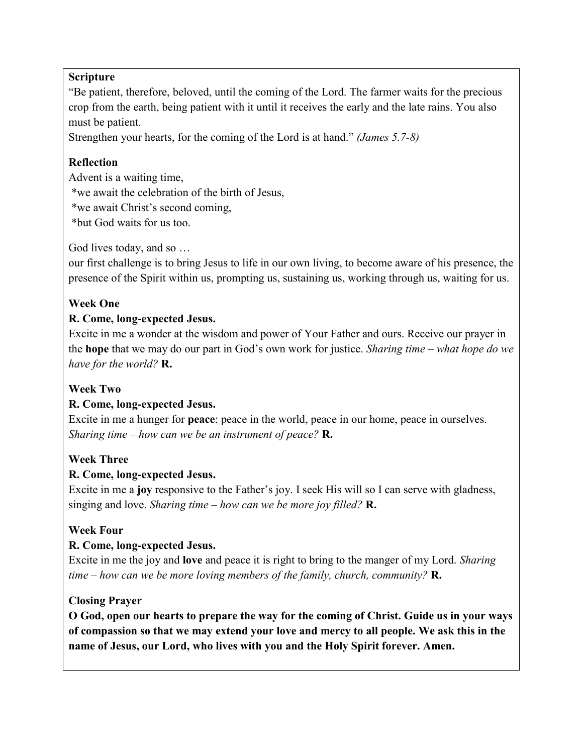**Scripture**

"Be patient, therefore, beloved, until the coming of the Lord. The farmer waits for the precious crop from the earth, being patient with it until it receives the early and the late rains. You also must be patient.
Strengthen your hearts, for the coming of the Lord is at hand." *(James 5.7-8)*

**Reflection**

Advent is a waiting time,
*we await the celebration of the birth of Jesus,
*we await Christ's second coming,
*but God waits for us too.

God lives today, and so …
our first challenge is to bring Jesus to life in our own living, to become aware of his presence, the presence of the Spirit within us, prompting us, sustaining us, working through us, waiting for us.

**Week One**

**R. Come, long-expected Jesus.**
Excite in me a wonder at the wisdom and power of Your Father and ours. Receive our prayer in the **hope** that we may do our part in God's own work for justice. *Sharing time – what hope do we have for the world?* **R.**

**Week Two**

**R. Come, long-expected Jesus.**
Excite in me a hunger for **peace**: peace in the world, peace in our home, peace in ourselves. *Sharing time – how can we be an instrument of peace?* **R.**

**Week Three**

**R. Come, long-expected Jesus.**
Excite in me a **joy** responsive to the Father's joy. I seek His will so I can serve with gladness, singing and love. *Sharing time – how can we be more joy filled?* **R.**

**Week Four**

**R. Come, long-expected Jesus.**
Excite in me the joy and **love** and peace it is right to bring to the manger of my Lord. *Sharing time – how can we be more loving members of the family, church, community?* **R.**

**Closing Prayer**

**O God, open our hearts to prepare the way for the coming of Christ. Guide us in your ways of compassion so that we may extend your love and mercy to all people. We ask this in the name of Jesus, our Lord, who lives with you and the Holy Spirit forever. Amen.**